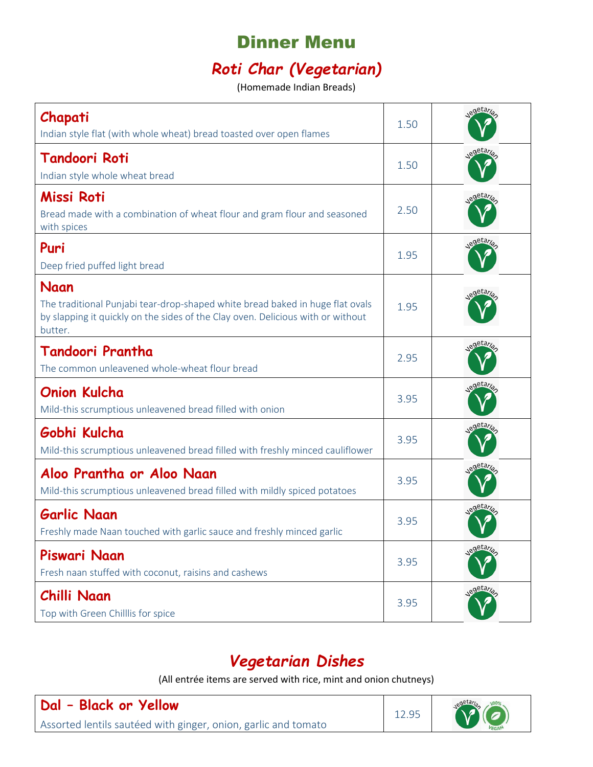# Dinner Menu

## *Roti Char (Vegetarian)*

(Homemade Indian Breads)

| Item | Price | |
|---|---|---|
| **Chapati**<br>Indian style flat (with whole wheat) bread toasted over open flames | 1.50 | Vegetarian |
| **Tandoori Roti**<br>Indian style whole wheat bread | 1.50 | Vegetarian |
| **Missi Roti**<br>Bread made with a combination of wheat flour and gram flour and seasoned with spices | 2.50 | Vegetarian |
| **Puri**<br>Deep fried puffed light bread | 1.95 | Vegetarian |
| **Naan**<br>The traditional Punjabi tear-drop-shaped white bread baked in huge flat ovals by slapping it quickly on the sides of the Clay oven. Delicious with or without butter. | 1.95 | Vegetarian |
| **Tandoori Prantha**<br>The common unleavened whole-wheat flour bread | 2.95 | Vegetarian |
| **Onion Kulcha**<br>Mild-this scrumptious unleavened bread filled with onion | 3.95 | Vegetarian |
| **Gobhi Kulcha**<br>Mild-this scrumptious unleavened bread filled with freshly minced cauliflower | 3.95 | Vegetarian |
| **Aloo Prantha or Aloo Naan**<br>Mild-this scrumptious unleavened bread filled with mildly spiced potatoes | 3.95 | Vegetarian |
| **Garlic Naan**<br>Freshly made Naan touched with garlic sauce and freshly minced garlic | 3.95 | Vegetarian |
| **Piswari Naan**<br>Fresh naan stuffed with coconut, raisins and cashews | 3.95 | Vegetarian |
| **Chilli Naan**<br>Top with Green Chilllis for spice | 3.95 | Vegetarian |

## *Vegetarian Dishes*

(All entrée items are served with rice, mint and onion chutneys)

| Item | Price | |
|---|---|---|
| **Dal – Black or Yellow**<br>Assorted lentils sautéed with ginger, onion, garlic and tomato | 12.95 | Vegetarian, 100% Vegan |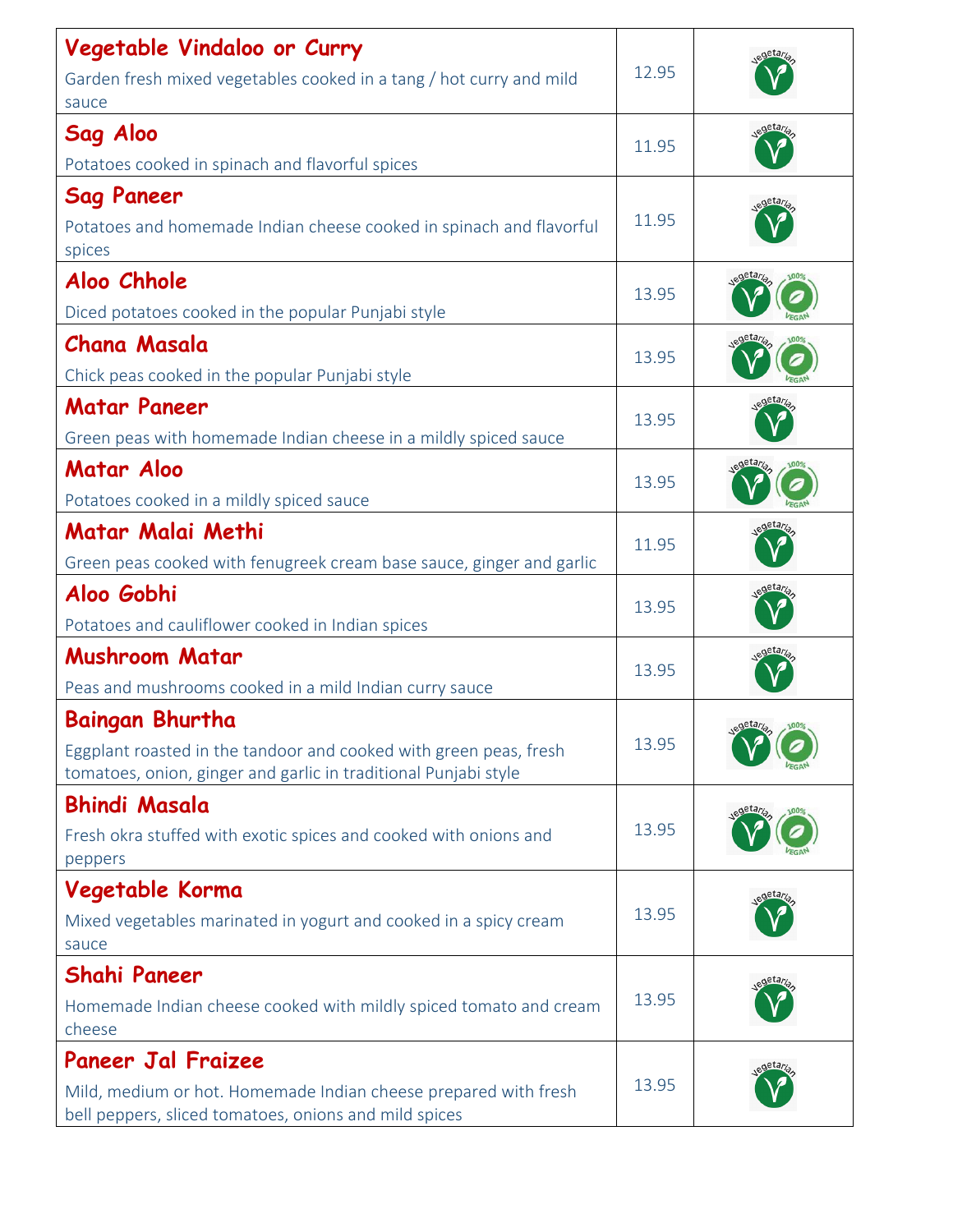| Dish | Price | Dietary |
| --- | --- | --- |
| **Vegetable Vindaloo or Curry**<br>Garden fresh mixed vegetables cooked in a tang / hot curry and mild sauce | 12.95 | Vegetarian |
| **Sag Aloo**<br>Potatoes cooked in spinach and flavorful spices | 11.95 | Vegetarian |
| **Sag Paneer**<br>Potatoes and homemade Indian cheese cooked in spinach and flavorful spices | 11.95 | Vegetarian |
| **Aloo Chhole**<br>Diced potatoes cooked in the popular Punjabi style | 13.95 | Vegetarian, 100% Vegan |
| **Chana Masala**<br>Chick peas cooked in the popular Punjabi style | 13.95 | Vegetarian, 100% Vegan |
| **Matar Paneer**<br>Green peas with homemade Indian cheese in a mildly spiced sauce | 13.95 | Vegetarian |
| **Matar Aloo**<br>Potatoes cooked in a mildly spiced sauce | 13.95 | Vegetarian, 100% Vegan |
| **Matar Malai Methi**<br>Green peas cooked with fenugreek cream base sauce, ginger and garlic | 11.95 | Vegetarian |
| **Aloo Gobhi**<br>Potatoes and cauliflower cooked in Indian spices | 13.95 | Vegetarian |
| **Mushroom Matar**<br>Peas and mushrooms cooked in a mild Indian curry sauce | 13.95 | Vegetarian |
| **Baingan Bhurtha**<br>Eggplant roasted in the tandoor and cooked with green peas, fresh tomatoes, onion, ginger and garlic in traditional Punjabi style | 13.95 | Vegetarian, 100% Vegan |
| **Bhindi Masala**<br>Fresh okra stuffed with exotic spices and cooked with onions and peppers | 13.95 | Vegetarian, 100% Vegan |
| **Vegetable Korma**<br>Mixed vegetables marinated in yogurt and cooked in a spicy cream sauce | 13.95 | Vegetarian |
| **Shahi Paneer**<br>Homemade Indian cheese cooked with mildly spiced tomato and cream cheese | 13.95 | Vegetarian |
| **Paneer Jal Fraizee**<br>Mild, medium or hot. Homemade Indian cheese prepared with fresh bell peppers, sliced tomatoes, onions and mild spices | 13.95 | Vegetarian |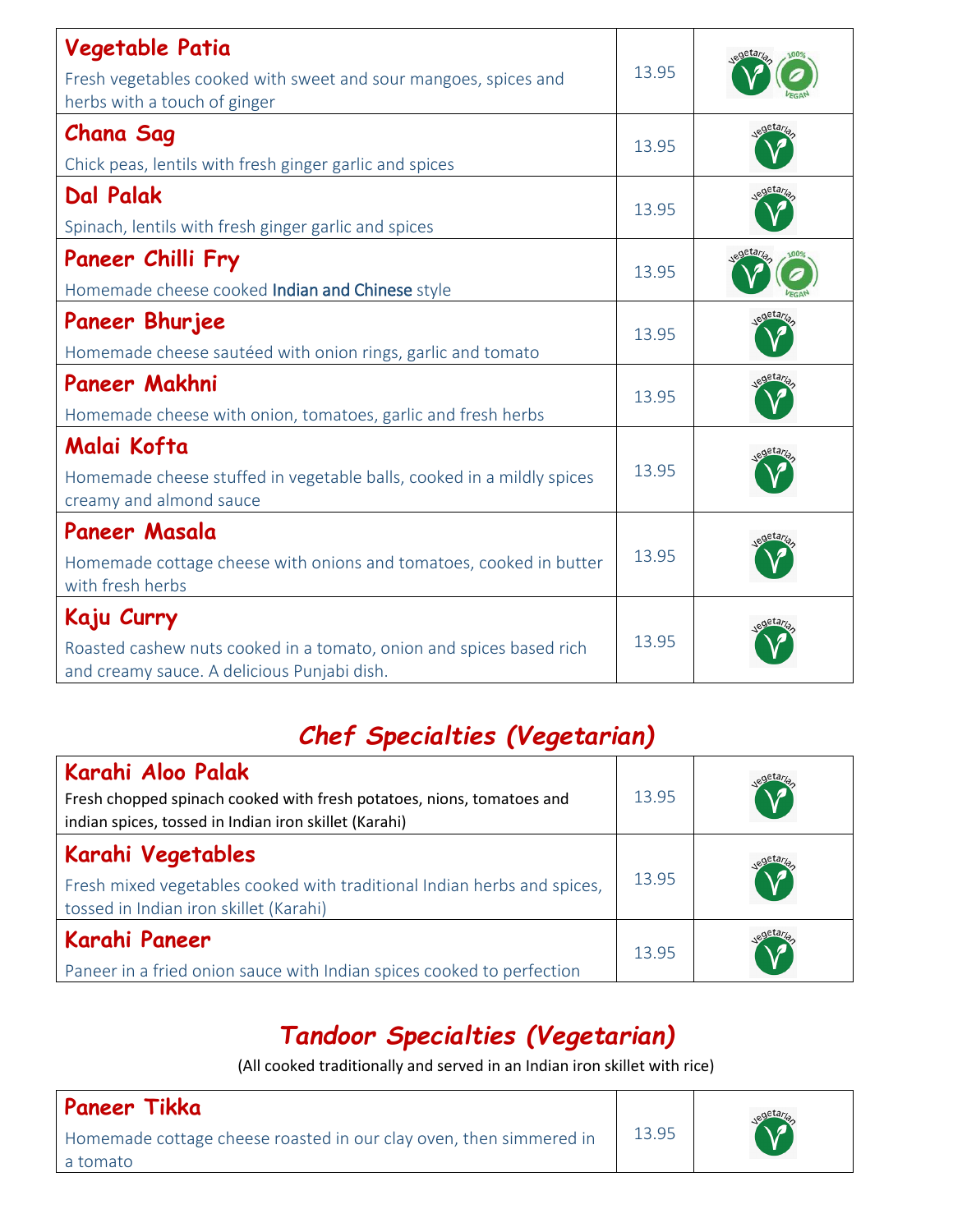| Item | Price | Diet |
| --- | --- | --- |
| **Vegetable Patia**<br>Fresh vegetables cooked with sweet and sour mangoes, spices and herbs with a touch of ginger | 13.95 | Vegetarian, 100% Vegan |
| **Chana Sag**<br>Chick peas, lentils with fresh ginger garlic and spices | 13.95 | Vegetarian |
| **Dal Palak**<br>Spinach, lentils with fresh ginger garlic and spices | 13.95 | Vegetarian |
| **Paneer Chilli Fry**<br>Homemade cheese cooked Indian and Chinese style | 13.95 | Vegetarian, 100% Vegan |
| **Paneer Bhurjee**<br>Homemade cheese sautéed with onion rings, garlic and tomato | 13.95 | Vegetarian |
| **Paneer Makhni**<br>Homemade cheese with onion, tomatoes, garlic and fresh herbs | 13.95 | Vegetarian |
| **Malai Kofta**<br>Homemade cheese stuffed in vegetable balls, cooked in a mildly spices creamy and almond sauce | 13.95 | Vegetarian |
| **Paneer Masala**<br>Homemade cottage cheese with onions and tomatoes, cooked in butter with fresh herbs | 13.95 | Vegetarian |
| **Kaju Curry**<br>Roasted cashew nuts cooked in a tomato, onion and spices based rich and creamy sauce. A delicious Punjabi dish. | 13.95 | Vegetarian |

## *Chef Specialties (Vegetarian)*

| Item | Price | Diet |
| --- | --- | --- |
| **Karahi Aloo Palak**<br>Fresh chopped spinach cooked with fresh potatoes, nions, tomatoes and indian spices, tossed in Indian iron skillet (Karahi) | 13.95 | Vegetarian |
| **Karahi Vegetables**<br>Fresh mixed vegetables cooked with traditional Indian herbs and spices, tossed in Indian iron skillet (Karahi) | 13.95 | Vegetarian |
| **Karahi Paneer**<br>Paneer in a fried onion sauce with Indian spices cooked to perfection | 13.95 | Vegetarian |

## *Tandoor Specialties (Vegetarian)*

(All cooked traditionally and served in an Indian iron skillet with rice)

| Item | Price | Diet |
| --- | --- | --- |
| **Paneer Tikka**<br>Homemade cottage cheese roasted in our clay oven, then simmered in a tomato | 13.95 | Vegetarian |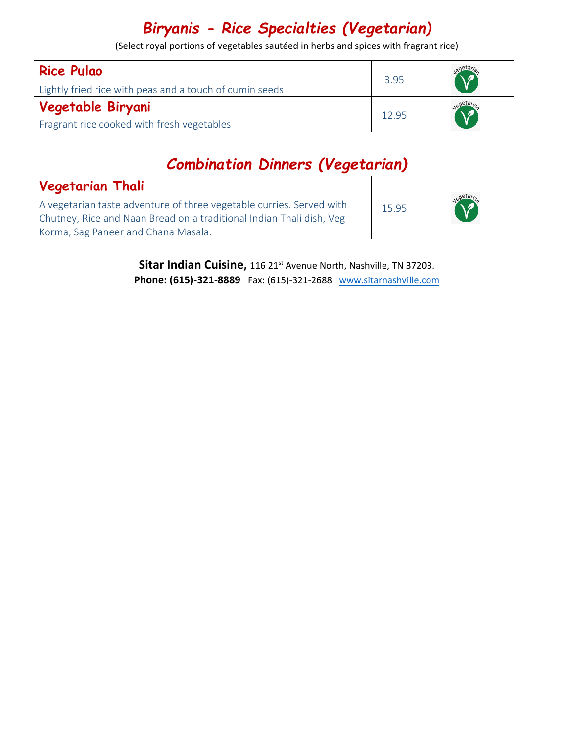## *Biryanis - Rice Specialties (Vegetarian)*

(Select royal portions of vegetables sautéed in herbs and spices with fragrant rice)

| | | |
|---|---|---|
| **Rice Pulao**<br>Lightly fried rice with peas and a touch of cumin seeds | 3.95 | vegetarian |
| **Vegetable Biryani**<br>Fragrant rice cooked with fresh vegetables | 12.95 | vegetarian |

## *Combination Dinners (Vegetarian)*

| | | |
|---|---|---|
| **Vegetarian Thali**<br>A vegetarian taste adventure of three vegetable curries. Served with Chutney, Rice and Naan Bread on a traditional Indian Thali dish, Veg Korma, Sag Paneer and Chana Masala. | 15.95 | vegetarian |

**Sitar Indian Cuisine,** 116 21st Avenue North, Nashville, TN 37203.

**Phone: (615)-321-8889** Fax: (615)-321-2688 www.sitarnashville.com